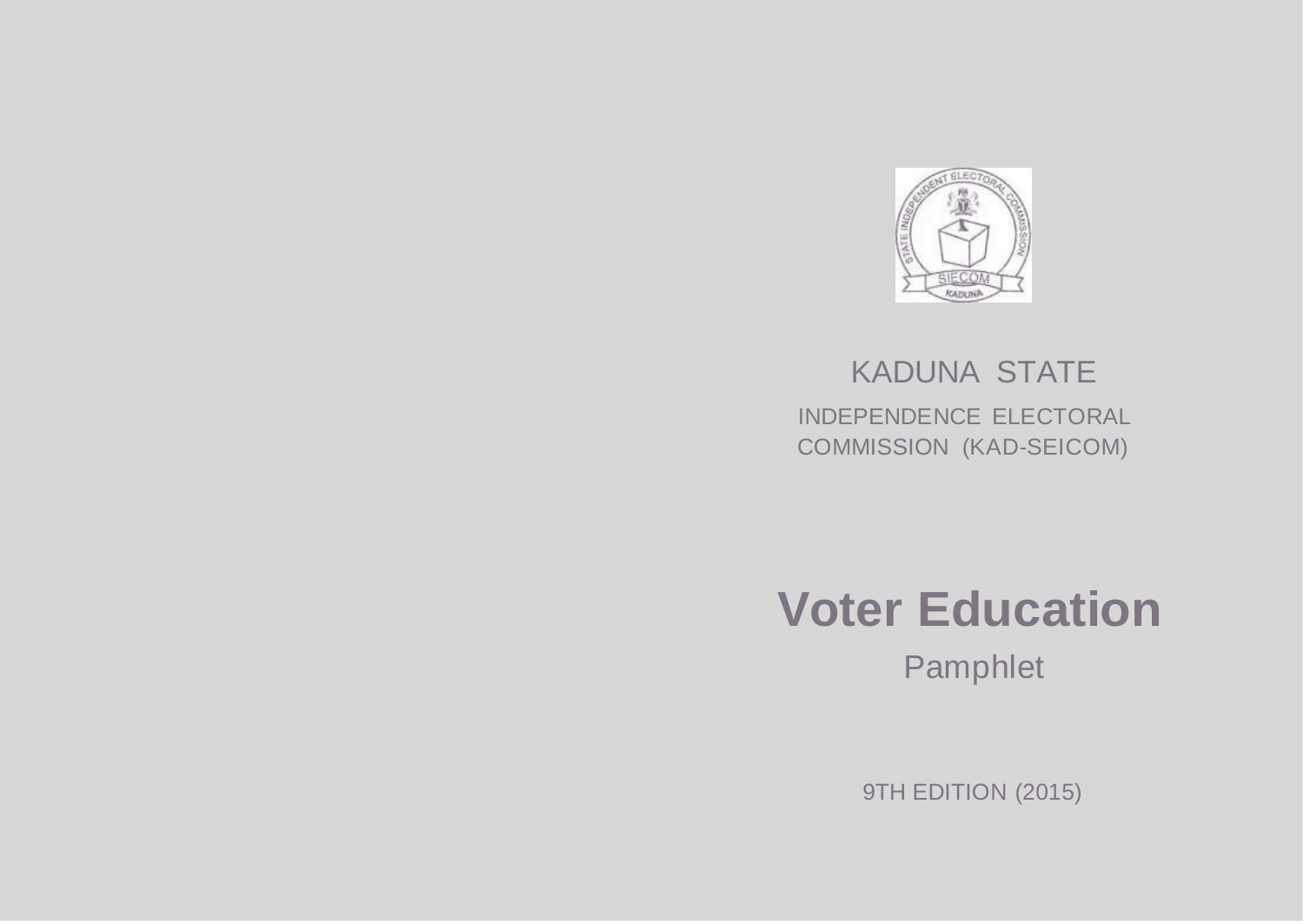KADUNA STATE

INDEPENDENCE ELECTORAL COMMISSION (KAD-SEICOM)

# Voter Education

Pamphlet

9TH EDITION (2015)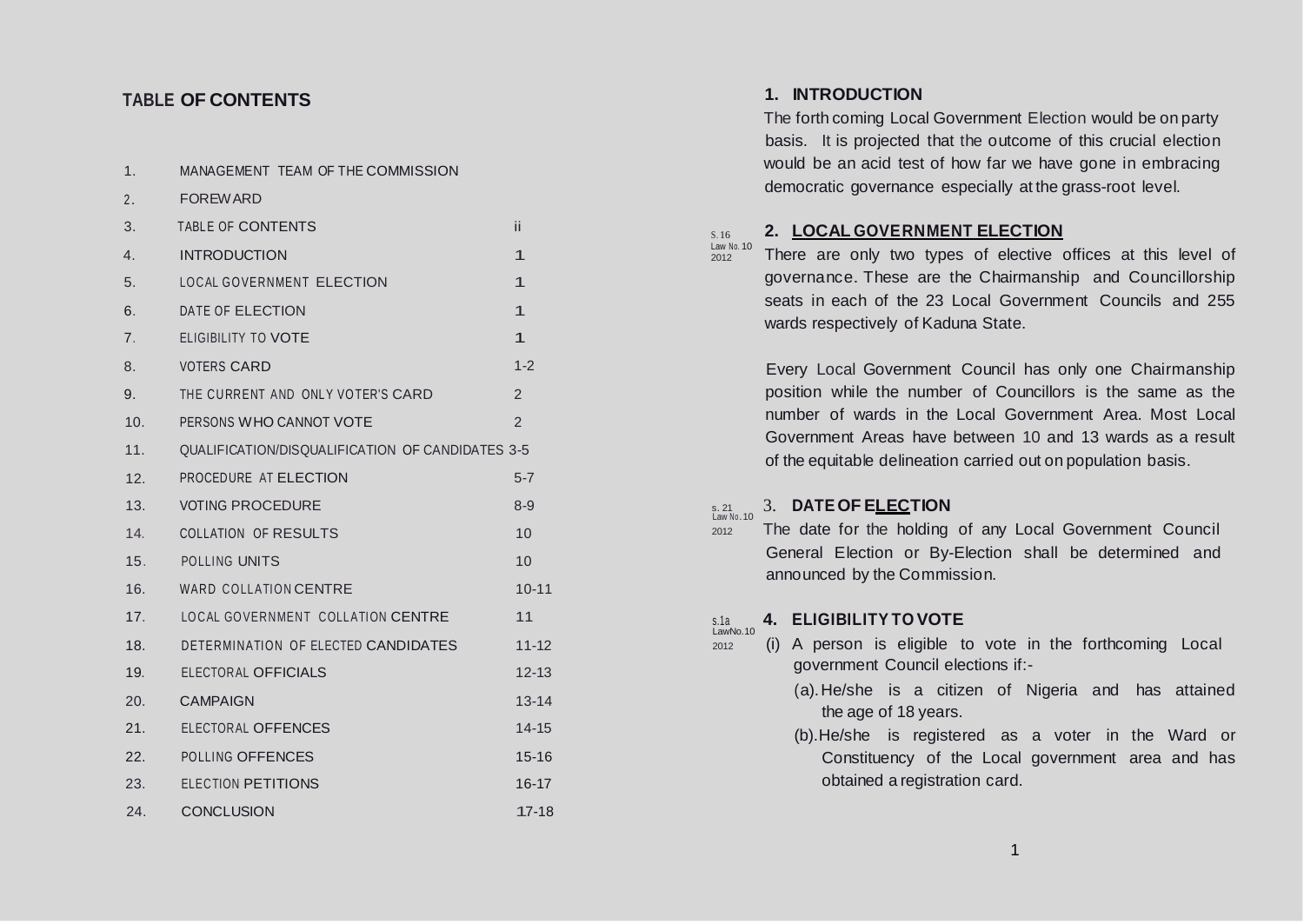## TABLE OF CONTENTS

| | | |
|---|---|---|
| 1. | MANAGEMENT TEAM OF THE COMMISSION | |
| 2. | FOREWARD | |
| 3. | TABLE OF CONTENTS | ii |
| 4. | INTRODUCTION | 1 |
| 5. | LOCAL GOVERNMENT ELECTION | 1 |
| 6. | DATE OF ELECTION | 1 |
| 7. | ELIGIBILITY TO VOTE | 1 |
| 8. | VOTERS CARD | 1-2 |
| 9. | THE CURRENT AND ONLY VOTER'S CARD | 2 |
| 10. | PERSONS WHO CANNOT VOTE | 2 |
| 11. | QUALIFICATION/DISQUALIFICATION OF CANDIDATES | 3-5 |
| 12. | PROCEDURE AT ELECTION | 5-7 |
| 13. | VOTING PROCEDURE | 8-9 |
| 14. | COLLATION OF RESULTS | 10 |
| 15. | POLLING UNITS | 10 |
| 16. | WARD COLLATION CENTRE | 10-11 |
| 17. | LOCAL GOVERNMENT COLLATION CENTRE | 11 |
| 18. | DETERMINATION OF ELECTED CANDIDATES | 11-12 |
| 19. | ELECTORAL OFFICIALS | 12-13 |
| 20. | CAMPAIGN | 13-14 |
| 21. | ELECTORAL OFFENCES | 14-15 |
| 22. | POLLING OFFENCES | 15-16 |
| 23. | ELECTION PETITIONS | 16-17 |
| 24. | CONCLUSION | 17-18 |

## 1. INTRODUCTION

The forth coming Local Government Election would be on party basis. It is projected that the outcome of this crucial election would be an acid test of how far we have gone in embracing democratic governance especially at the grass-root level.

## 2. LOCAL GOVERNMENT ELECTION

*S. 16 Law No. 10 2012*

There are only two types of elective offices at this level of governance. These are the Chairmanship and Councillorship seats in each of the 23 Local Government Councils and 255 wards respectively of Kaduna State.

Every Local Government Council has only one Chairmanship position while the number of Councillors is the same as the number of wards in the Local Government Area. Most Local Government Areas have between 10 and 13 wards as a result of the equitable delineation carried out on population basis.

## 3. DATE OF ELECTION

*s. 21 Law No. 10 2012*

The date for the holding of any Local Government Council General Election or By-Election shall be determined and announced by the Commission.

## 4. ELIGIBILITY TO VOTE

*S.1a LawNo.10 2012*

(i) A person is eligible to vote in the forthcoming Local government Council elections if:-

(a). He/she is a citizen of Nigeria and has attained the age of 18 years.

(b). He/she is registered as a voter in the Ward or Constituency of the Local government area and has obtained a registration card.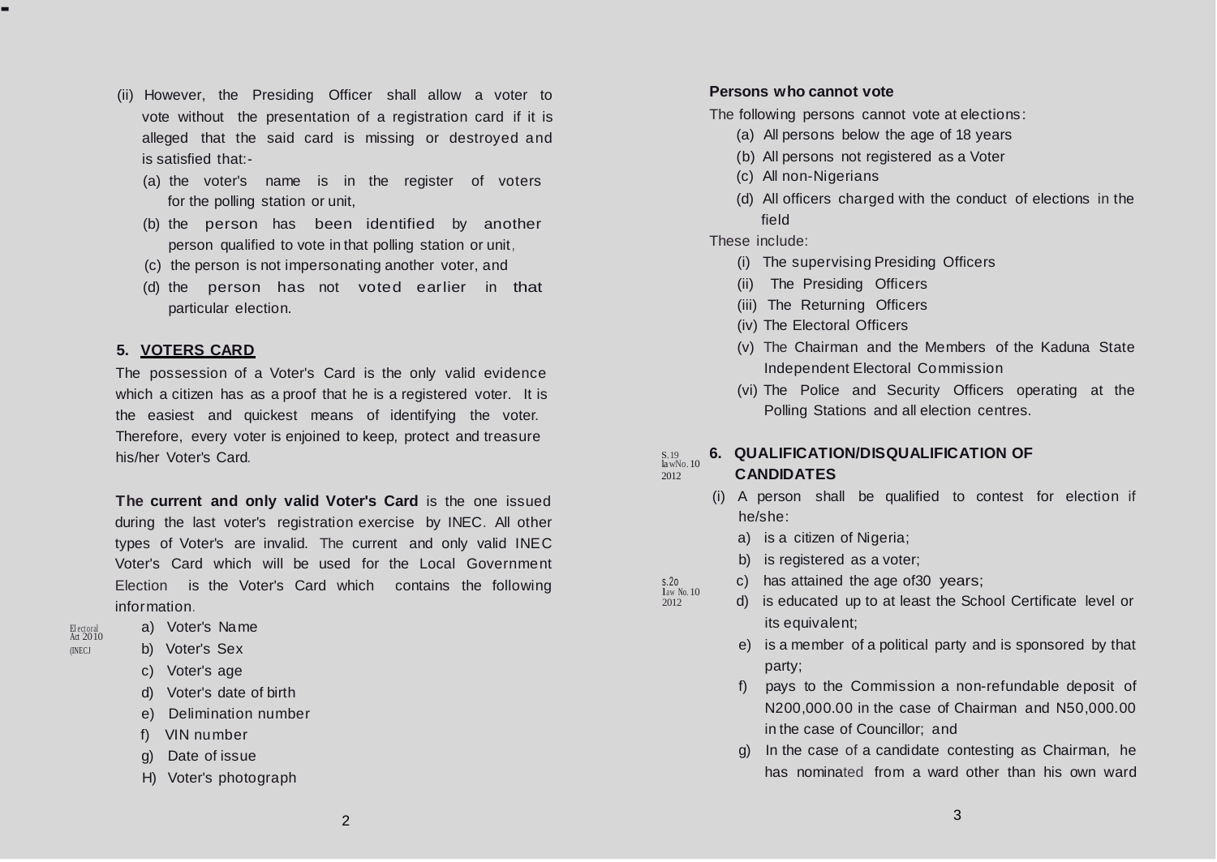(ii) However, the Presiding Officer shall allow a voter to vote without the presentation of a registration card if it is alleged that the said card is missing or destroyed and is satisfied that:-

(a) the voter's name is in the register of voters for the polling station or unit,
(b) the person has been identified by another person qualified to vote in that polling station or unit,
(c) the person is not impersonating another voter, and
(d) the person has not voted earlier in that particular election.

## 5. VOTERS CARD

The possession of a Voter's Card is the only valid evidence which a citizen has as a proof that he is a registered voter. It is the easiest and quickest means of identifying the voter. Therefore, every voter is enjoined to keep, protect and treasure his/her Voter's Card.

**The current and only valid Voter's Card** is the one issued during the last voter's registration exercise by INEC. All other types of Voter's are invalid. The current and only valid INEC Voter's Card which will be used for the Local Government Election is the Voter's Card which contains the following information.

Electoral Act 2010 (INEC)

a) Voter's Name
b) Voter's Sex
c) Voter's age
d) Voter's date of birth
e) Delimination number
f) VIN number
g) Date of issue
H) Voter's photograph

**Persons who cannot vote**

The following persons cannot vote at elections:

(a) All persons below the age of 18 years
(b) All persons not registered as a Voter
(c) All non-Nigerians
(d) All officers charged with the conduct of elections in the field

These include:

(i) The supervising Presiding Officers
(ii) The Presiding Officers
(iii) The Returning Officers
(iv) The Electoral Officers
(v) The Chairman and the Members of the Kaduna State Independent Electoral Commission
(vi) The Police and Security Officers operating at the Polling Stations and all election centres.

## 6. QUALIFICATION/DISQUALIFICATION OF CANDIDATES

S.19 law No. 10 2012

(i) A person shall be qualified to contest for election if he/she:

a) is a citizen of Nigeria;
b) is registered as a voter;
c) has attained the age of30 years;
d) is educated up to at least the School Certificate level or its equivalent;
e) is a member of a political party and is sponsored by that party;
f) pays to the Commission a non-refundable deposit of N200,000.00 in the case of Chairman and N50,000.00 in the case of Councillor; and
g) In the case of a candidate contesting as Chairman, he has nominated from a ward other than his own ward

S.20 law No. 10 2012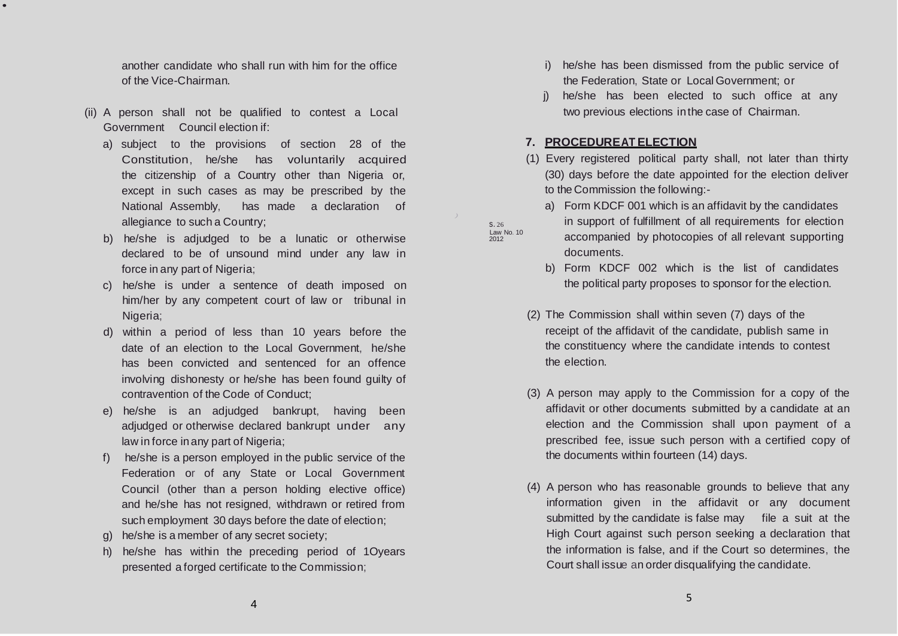another candidate who shall run with him for the office of the Vice-Chairman.

(ii) A person shall not be qualified to contest a Local Government Council election if:

a) subject to the provisions of section 28 of the Constitution, he/she has voluntarily acquired the citizenship of a Country other than Nigeria or, except in such cases as may be prescribed by the National Assembly, has made a declaration of allegiance to such a Country;

b) he/she is adjudged to be a lunatic or otherwise declared to be of unsound mind under any law in force in any part of Nigeria;

c) he/she is under a sentence of death imposed on him/her by any competent court of law or tribunal in Nigeria;

d) within a period of less than 10 years before the date of an election to the Local Government, he/she has been convicted and sentenced for an offence involving dishonesty or he/she has been found guilty of contravention of the Code of Conduct;

e) he/she is an adjudged bankrupt, having been adjudged or otherwise declared bankrupt under any law in force in any part of Nigeria;

f) he/she is a person employed in the public service of the Federation or of any State or Local Government Council (other than a person holding elective office) and he/she has not resigned, withdrawn or retired from such employment 30 days before the date of election;

g) he/she is a member of any secret society;

h) he/she has within the preceding period of 1Oyears presented a forged certificate to the Commission;

i) he/she has been dismissed from the public service of the Federation, State or Local Government; or

j) he/she has been elected to such office at any two previous elections in the case of Chairman.

## 7. PROCEDURE AT ELECTION

S. 26 Law No. 10 2012

(1) Every registered political party shall, not later than thirty (30) days before the date appointed for the election deliver to the Commission the following:-

a) Form KDCF 001 which is an affidavit by the candidates in support of fulfillment of all requirements for election accompanied by photocopies of all relevant supporting documents.

b) Form KDCF 002 which is the list of candidates the political party proposes to sponsor for the election.

(2) The Commission shall within seven (7) days of the receipt of the affidavit of the candidate, publish same in the constituency where the candidate intends to contest the election.

(3) A person may apply to the Commission for a copy of the affidavit or other documents submitted by a candidate at an election and the Commission shall upon payment of a prescribed fee, issue such person with a certified copy of the documents within fourteen (14) days.

(4) A person who has reasonable grounds to believe that any information given in the affidavit or any document submitted by the candidate is false may file a suit at the High Court against such person seeking a declaration that the information is false, and if the Court so determines, the Court shall issue an order disqualifying the candidate.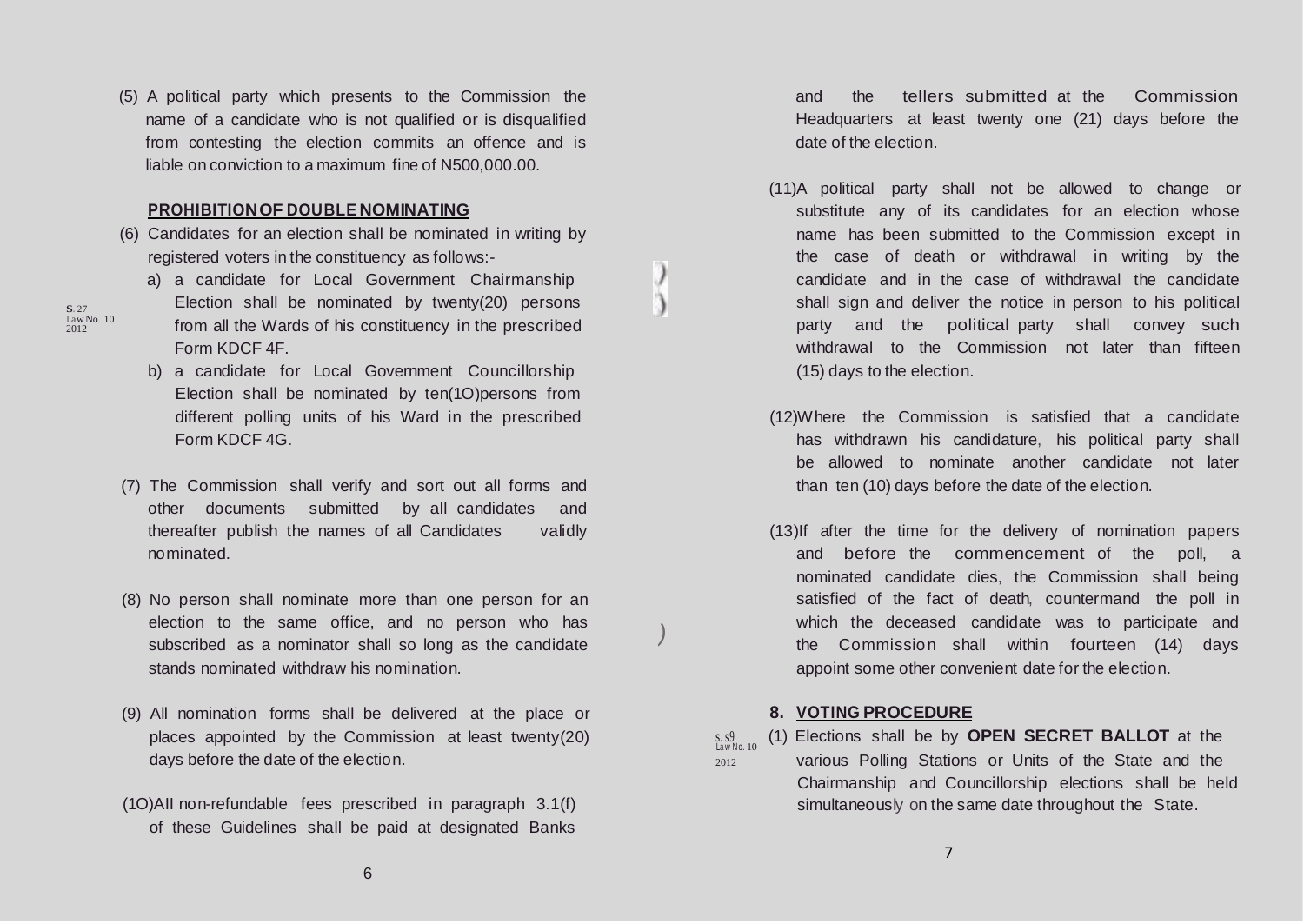(5) A political party which presents to the Commission the name of a candidate who is not qualified or is disqualified from contesting the election commits an offence and is liable on conviction to a maximum fine of N500,000.00.

**PROHIBITION OF DOUBLE NOMINATING**

(6) Candidates for an election shall be nominated in writing by registered voters in the constituency as follows:-

S. 27 Law No. 10 2012

a) a candidate for Local Government Chairmanship Election shall be nominated by twenty(20) persons from all the Wards of his constituency in the prescribed Form KDCF 4F.

b) a candidate for Local Government Councillorship Election shall be nominated by ten(1O)persons from different polling units of his Ward in the prescribed Form KDCF 4G.

(7) The Commission shall verify and sort out all forms and other documents submitted by all candidates and thereafter publish the names of all Candidates validly nominated.

(8) No person shall nominate more than one person for an election to the same office, and no person who has subscribed as a nominator shall so long as the candidate stands nominated withdraw his nomination.

(9) All nomination forms shall be delivered at the place or places appointed by the Commission at least twenty(20) days before the date of the election.

(1O)AII non-refundable fees prescribed in paragraph 3.1(f) of these Guidelines shall be paid at designated Banks and the tellers submitted at the Commission Headquarters at least twenty one (21) days before the date of the election.

(11)A political party shall not be allowed to change or substitute any of its candidates for an election whose name has been submitted to the Commission except in the case of death or withdrawal in writing by the candidate and in the case of withdrawal the candidate shall sign and deliver the notice in person to his political party and the political party shall convey such withdrawal to the Commission not later than fifteen (15) days to the election.

(12)Where the Commission is satisfied that a candidate has withdrawn his candidature, his political party shall be allowed to nominate another candidate not later than ten (10) days before the date of the election.

(13)If after the time for the delivery of nomination papers and before the commencement of the poll, a nominated candidate dies, the Commission shall being satisfied of the fact of death, countermand the poll in which the deceased candidate was to participate and the Commission shall within fourteen (14) days appoint some other convenient date for the election.

## 8. VOTING PROCEDURE

S. s9 Law No. 10 2012

(1) Elections shall be by **OPEN SECRET BALLOT** at the various Polling Stations or Units of the State and the Chairmanship and Councillorship elections shall be held simultaneously on the same date throughout the State.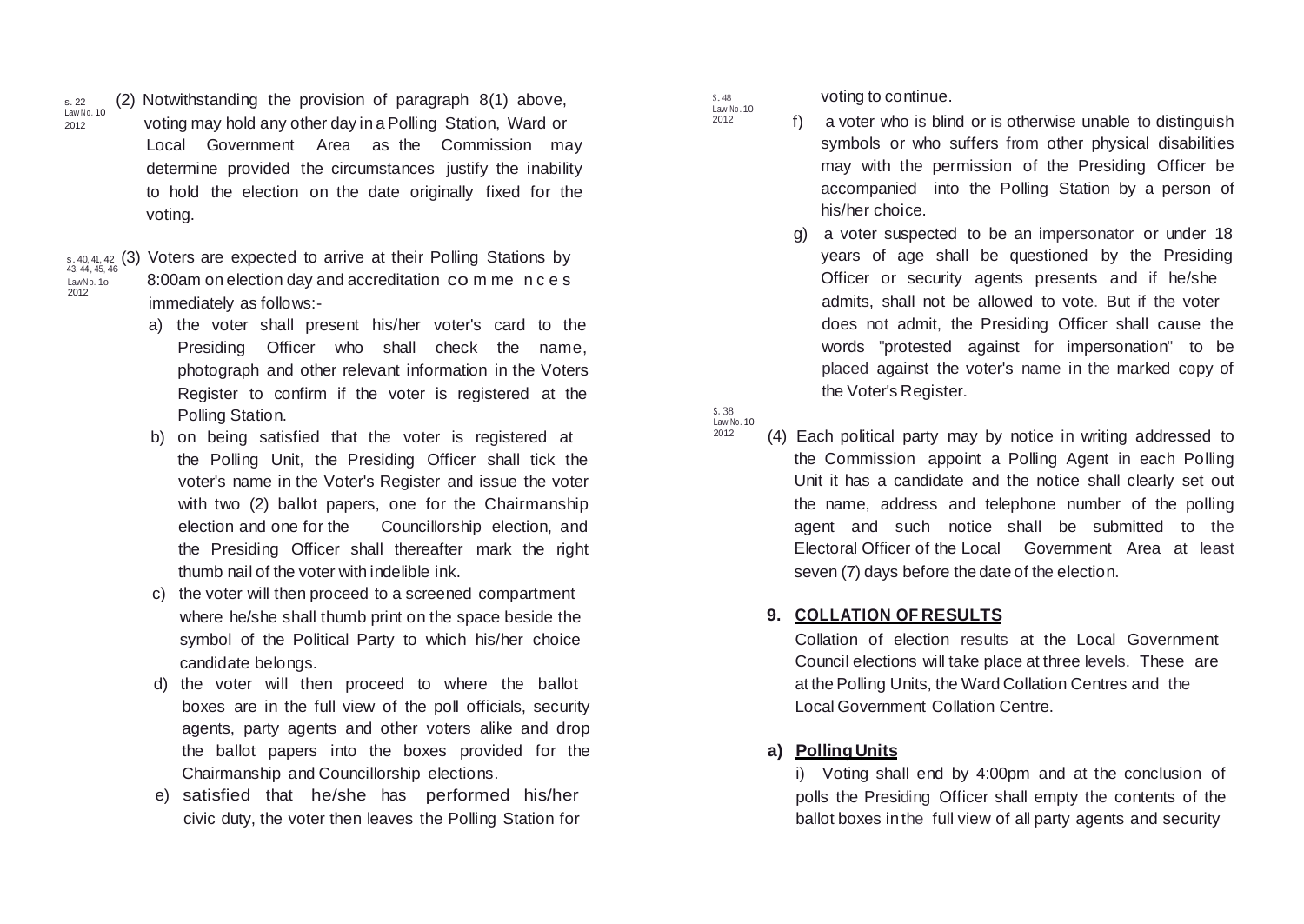s. 22 Law No. 10 2012

(2) Notwithstanding the provision of paragraph 8(1) above, voting may hold any other day in a Polling Station, Ward or Local Government Area as the Commission may determine provided the circumstances justify the inability to hold the election on the date originally fixed for the voting.

s. 40, 41, 42, 43, 44, 45, 46 Law No. 10 2012

(3) Voters are expected to arrive at their Polling Stations by 8:00am on election day and accreditation commences immediately as follows:-

a) the voter shall present his/her voter's card to the Presiding Officer who shall check the name, photograph and other relevant information in the Voters Register to confirm if the voter is registered at the Polling Station.

b) on being satisfied that the voter is registered at the Polling Unit, the Presiding Officer shall tick the voter's name in the Voter's Register and issue the voter with two (2) ballot papers, one for the Chairmanship election and one for the Councillorship election, and the Presiding Officer shall thereafter mark the right thumb nail of the voter with indelible ink.

c) the voter will then proceed to a screened compartment where he/she shall thumb print on the space beside the symbol of the Political Party to which his/her choice candidate belongs.

d) the voter will then proceed to where the ballot boxes are in the full view of the poll officials, security agents, party agents and other voters alike and drop the ballot papers into the boxes provided for the Chairmanship and Councillorship elections.

e) satisfied that he/she has performed his/her civic duty, the voter then leaves the Polling Station for voting to continue.

S. 48 Law No. 10 2012

f) a voter who is blind or is otherwise unable to distinguish symbols or who suffers from other physical disabilities may with the permission of the Presiding Officer be accompanied into the Polling Station by a person of his/her choice.

g) a voter suspected to be an impersonator or under 18 years of age shall be questioned by the Presiding Officer or security agents presents and if he/she admits, shall not be allowed to vote. But if the voter does not admit, the Presiding Officer shall cause the words "protested against for impersonation" to be placed against the voter's name in the marked copy of the Voter's Register.

S. 38 Law No. 10 2012

(4) Each political party may by notice in writing addressed to the Commission appoint a Polling Agent in each Polling Unit it has a candidate and the notice shall clearly set out the name, address and telephone number of the polling agent and such notice shall be submitted to the Electoral Officer of the Local Government Area at least seven (7) days before the date of the election.

## 9. COLLATION OF RESULTS

Collation of election results at the Local Government Council elections will take place at three levels. These are at the Polling Units, the Ward Collation Centres and the Local Government Collation Centre.

### a) Polling Units

i) Voting shall end by 4:00pm and at the conclusion of polls the Presiding Officer shall empty the contents of the ballot boxes in the full view of all party agents and security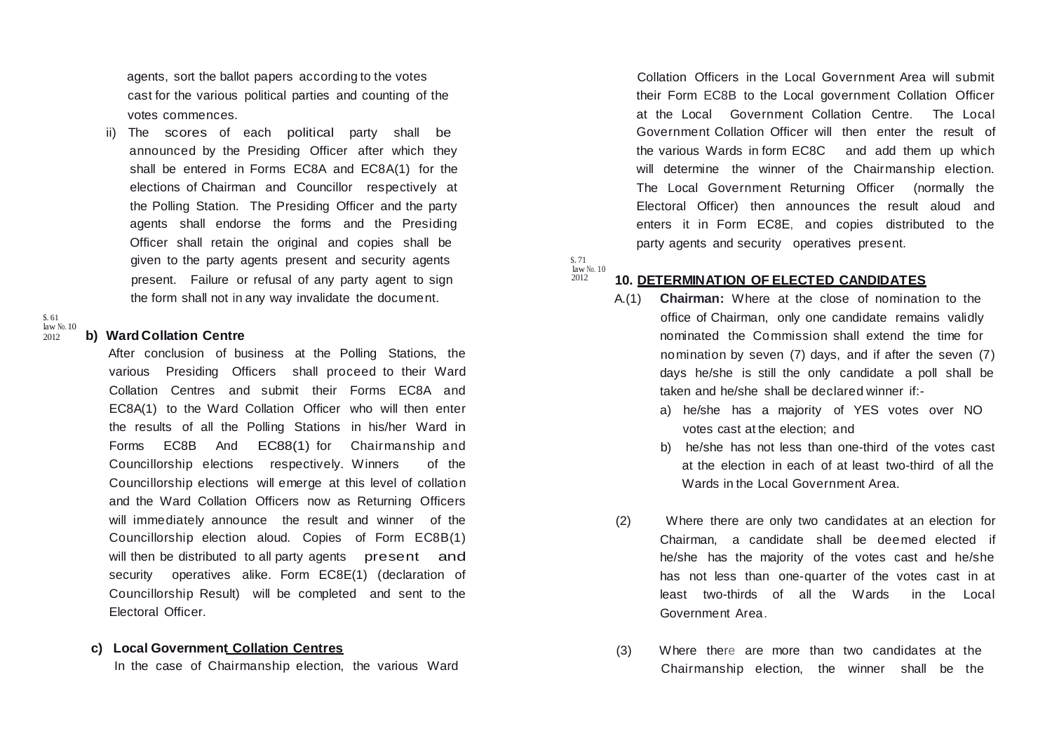agents, sort the ballot papers according to the votes cast for the various political parties and counting of the votes commences.

ii) The scores of each political party shall be announced by the Presiding Officer after which they shall be entered in Forms EC8A and EC8A(1) for the elections of Chairman and Councillor respectively at the Polling Station. The Presiding Officer and the party agents shall endorse the forms and the Presiding Officer shall retain the original and copies shall be given to the party agents present and security agents present. Failure or refusal of any party agent to sign the form shall not in any way invalidate the document.

S. 61 law No. 10 2012

**b) Ward Collation Centre**

After conclusion of business at the Polling Stations, the various Presiding Officers shall proceed to their Ward Collation Centres and submit their Forms EC8A and EC8A(1) to the Ward Collation Officer who will then enter the results of all the Polling Stations in his/her Ward in Forms EC8B And EC88(1) for Chairmanship and Councillorship elections respectively. Winners of the Councillorship elections will emerge at this level of collation and the Ward Collation Officers now as Returning Officers will immediately announce the result and winner of the Councillorship election aloud. Copies of Form EC8B(1) will then be distributed to all party agents present and security operatives alike. Form EC8E(1) (declaration of Councillorship Result) will be completed and sent to the Electoral Officer.

**c) Local Government Collation Centres**

In the case of Chairmanship election, the various Ward Collation Officers in the Local Government Area will submit their Form EC8B to the Local government Collation Officer at the Local Government Collation Centre. The Local Government Collation Officer will then enter the result of the various Wards in form EC8C and add them up which will determine the winner of the Chairmanship election. The Local Government Returning Officer (normally the Electoral Officer) then announces the result aloud and enters it in Form EC8E, and copies distributed to the party agents and security operatives present.

S. 71 law No. 10 2012

## 10. DETERMINATION OF ELECTED CANDIDATES

A.(1) **Chairman:** Where at the close of nomination to the office of Chairman, only one candidate remains validly nominated the Commission shall extend the time for nomination by seven (7) days, and if after the seven (7) days he/she is still the only candidate a poll shall be taken and he/she shall be declared winner if:-

a) he/she has a majority of YES votes over NO votes cast at the election; and

b) he/she has not less than one-third of the votes cast at the election in each of at least two-third of all the Wards in the Local Government Area.

(2) Where there are only two candidates at an election for Chairman, a candidate shall be deemed elected if he/she has the majority of the votes cast and he/she has not less than one-quarter of the votes cast in at least two-thirds of all the Wards in the Local Government Area.

(3) Where there are more than two candidates at the Chairmanship election, the winner shall be the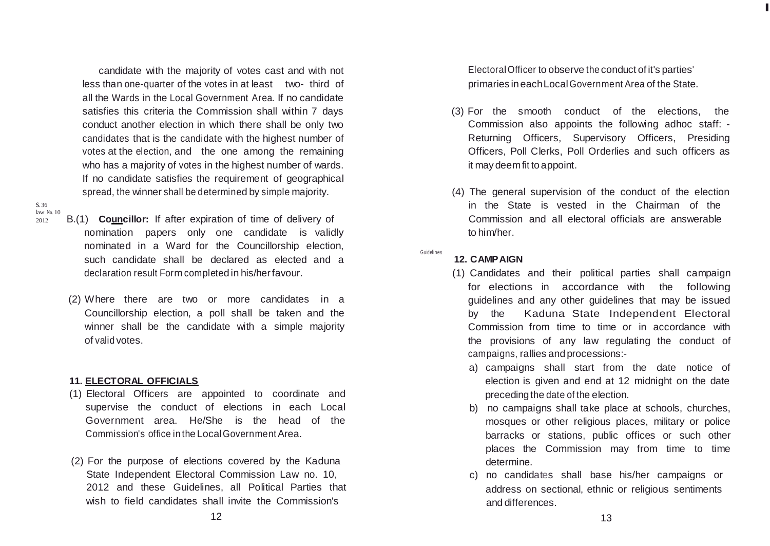candidate with the majority of votes cast and with not less than one-quarter of the votes in at least two- third of all the Wards in the Local Government Area. If no candidate satisfies this criteria the Commission shall within 7 days conduct another election in which there shall be only two candidates that is the candidate with the highest number of votes at the election, and the one among the remaining who has a majority of votes in the highest number of wards. If no candidate satisfies the requirement of geographical spread, the winner shall be determined by simple majority.

S. 36 law No. 10 2012

B.(1) **Councillor:** If after expiration of time of delivery of nomination papers only one candidate is validly nominated in a Ward for the Councillorship election, such candidate shall be declared as elected and a declaration result Form completed in his/her favour.

(2) Where there are two or more candidates in a Councillorship election, a poll shall be taken and the winner shall be the candidate with a simple majority of valid votes.

### 11. ELECTORAL OFFICIALS

(1) Electoral Officers are appointed to coordinate and supervise the conduct of elections in each Local Government area. He/She is the head of the Commission's office in the Local Government Area.

(2) For the purpose of elections covered by the Kaduna State Independent Electoral Commission Law no. 10, 2012 and these Guidelines, all Political Parties that wish to field candidates shall invite the Commission's Electoral Officer to observe the conduct of it's parties' primaries in each Local Government Area of the State.

(3) For the smooth conduct of the elections, the Commission also appoints the following adhoc staff: - Returning Officers, Supervisory Officers, Presiding Officers, Poll Clerks, Poll Orderlies and such officers as it may deem fit to appoint.

(4) The general supervision of the conduct of the election in the State is vested in the Chairman of the Commission and all electoral officials are answerable to him/her.

Guidelines

### 12. CAMPAIGN

(1) Candidates and their political parties shall campaign for elections in accordance with the following guidelines and any other guidelines that may be issued by the Kaduna State Independent Electoral Commission from time to time or in accordance with the provisions of any law regulating the conduct of campaigns, rallies and processions:-

a) campaigns shall start from the date notice of election is given and end at 12 midnight on the date preceding the date of the election.

b) no campaigns shall take place at schools, churches, mosques or other religious places, military or police barracks or stations, public offices or such other places the Commission may from time to time determine.

c) no candidates shall base his/her campaigns or address on sectional, ethnic or religious sentiments and differences.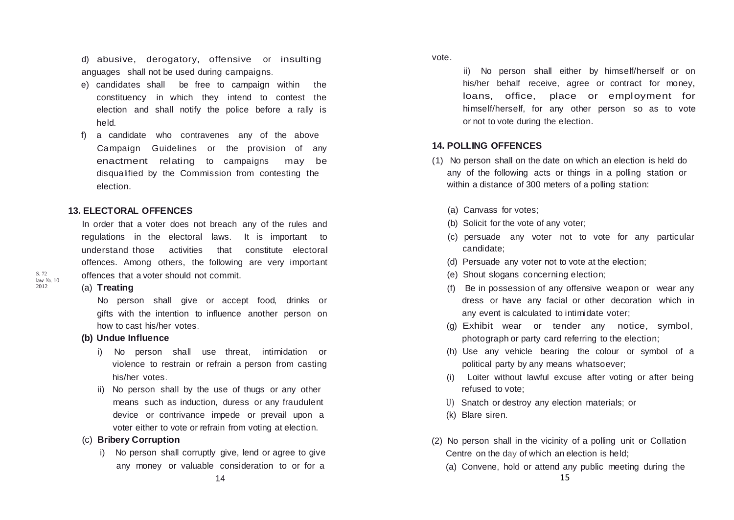d) abusive, derogatory, offensive or insulting anguages shall not be used during campaigns.

e) candidates shall be free to campaign within the constituency in which they intend to contest the election and shall notify the police before a rally is held.

f) a candidate who contravenes any of the above Campaign Guidelines or the provision of any enactment relating to campaigns may be disqualified by the Commission from contesting the election.

## 13. ELECTORAL OFFENCES

In order that a voter does not breach any of the rules and regulations in the electoral laws. It is important to understand those activities that constitute electoral offences. Among others, the following are very important offences that a voter should not commit.

S. 72 law No. 10 2012

(a) **Treating**

No person shall give or accept food, drinks or gifts with the intention to influence another person on how to cast his/her votes.

**(b) Undue Influence**

i) No person shall use threat, intimidation or violence to restrain or refrain a person from casting his/her votes.

ii) No person shall by the use of thugs or any other means such as induction, duress or any fraudulent device or contrivance impede or prevail upon a voter either to vote or refrain from voting at election.

(c) **Bribery Corruption**

i) No person shall corruptly give, lend or agree to give any money or valuable consideration to or for a vote.

ii) No person shall either by himself/herself or on his/her behalf receive, agree or contract for money, loans, office, place or employment for himself/herself, for any other person so as to vote or not to vote during the election.

## 14. POLLING OFFENCES

(1) No person shall on the date on which an election is held do any of the following acts or things in a polling station or within a distance of 300 meters of a polling station:

(a) Canvass for votes;

(b) Solicit for the vote of any voter;

(c) persuade any voter not to vote for any particular candidate;

(d) Persuade any voter not to vote at the election;

(e) Shout slogans concerning election;

(f) Be in possession of any offensive weapon or wear any dress or have any facial or other decoration which in any event is calculated to intimidate voter;

(g) Exhibit wear or tender any notice, symbol, photograph or party card referring to the election;

(h) Use any vehicle bearing the colour or symbol of a political party by any means whatsoever;

(i) Loiter without lawful excuse after voting or after being refused to vote;

U) Snatch or destroy any election materials; or

(k) Blare siren.

(2) No person shall in the vicinity of a polling unit or Collation Centre on the day of which an election is held;

(a) Convene, hold or attend any public meeting during the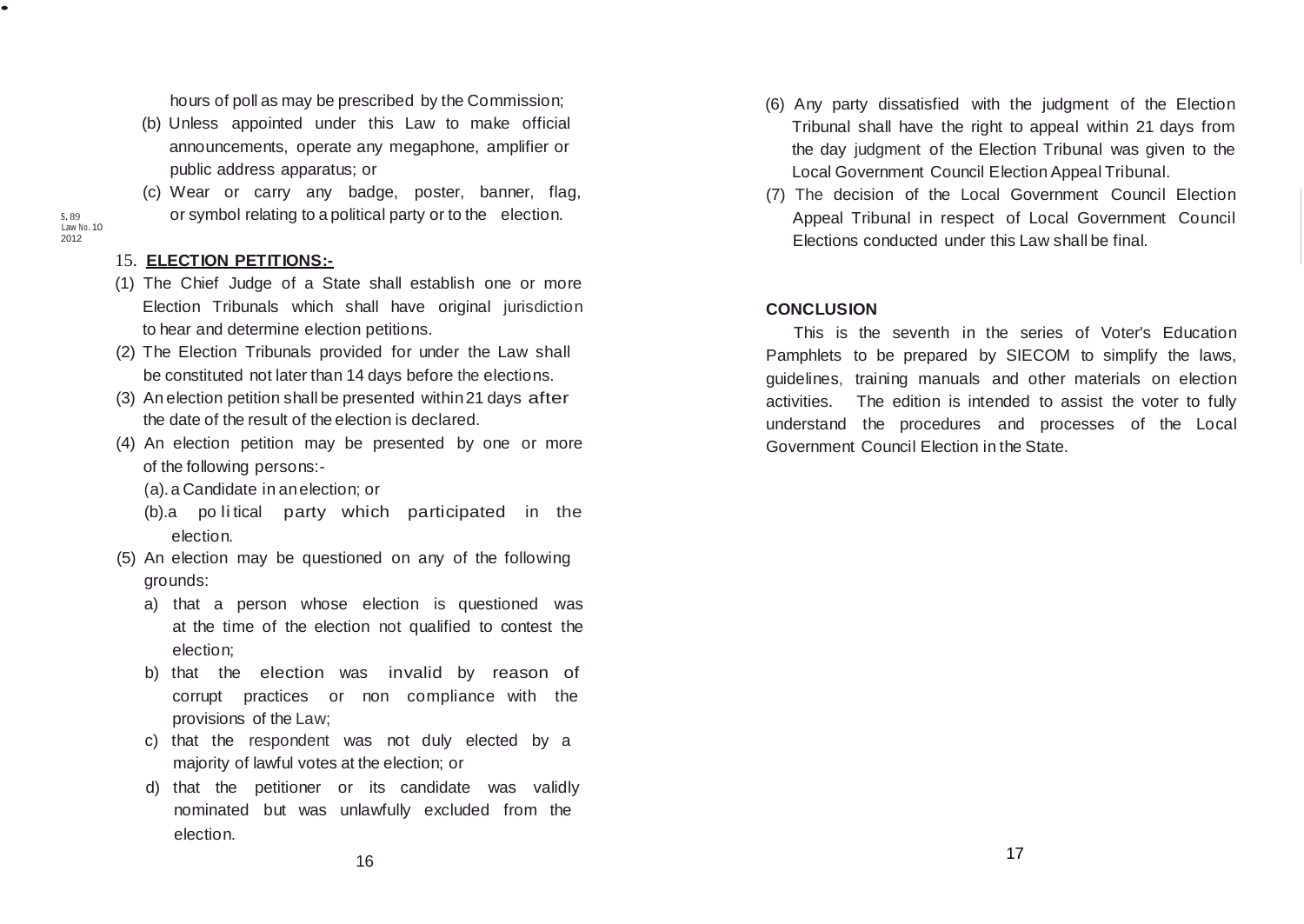hours of poll as may be prescribed by the Commission;

(b) Unless appointed under this Law to make official announcements, operate any megaphone, amplifier or public address apparatus; or

(c) Wear or carry any badge, poster, banner, flag, or symbol relating to a political party or to the election.

S. 89 Law No. 10 2012

## 15. ELECTION PETITIONS:-

(1) The Chief Judge of a State shall establish one or more Election Tribunals which shall have original jurisdiction to hear and determine election petitions.

(2) The Election Tribunals provided for under the Law shall be constituted not later than 14 days before the elections.

(3) An election petition shall be presented within 21 days after the date of the result of the election is declared.

(4) An election petition may be presented by one or more of the following persons:-

(a). a Candidate in an election; or

(b). a political party which participated in the election.

(5) An election may be questioned on any of the following grounds:

a) that a person whose election is questioned was at the time of the election not qualified to contest the election;

b) that the election was invalid by reason of corrupt practices or non compliance with the provisions of the Law;

c) that the respondent was not duly elected by a majority of lawful votes at the election; or

d) that the petitioner or its candidate was validly nominated but was unlawfully excluded from the election.

(6) Any party dissatisfied with the judgment of the Election Tribunal shall have the right to appeal within 21 days from the day judgment of the Election Tribunal was given to the Local Government Council Election Appeal Tribunal.

(7) The decision of the Local Government Council Election Appeal Tribunal in respect of Local Government Council Elections conducted under this Law shall be final.

## CONCLUSION

This is the seventh in the series of Voter's Education Pamphlets to be prepared by SIECOM to simplify the laws, guidelines, training manuals and other materials on election activities. The edition is intended to assist the voter to fully understand the procedures and processes of the Local Government Council Election in the State.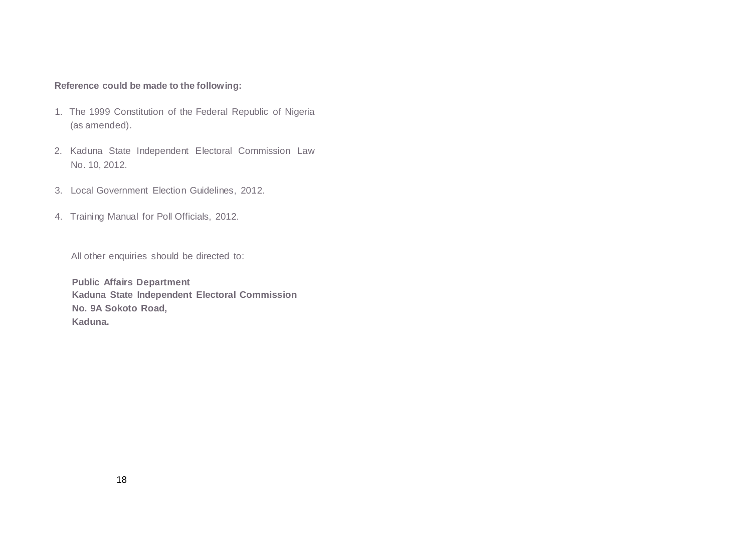**Reference could be made to the following:**

1. The 1999 Constitution of the Federal Republic of Nigeria (as amended).
2. Kaduna State Independent Electoral Commission Law No. 10, 2012.
3. Local Government Election Guidelines, 2012.
4. Training Manual for Poll Officials, 2012.

All other enquiries should be directed to:

**Public Affairs Department**
**Kaduna State Independent Electoral Commission**
**No. 9A Sokoto Road,**
**Kaduna.**